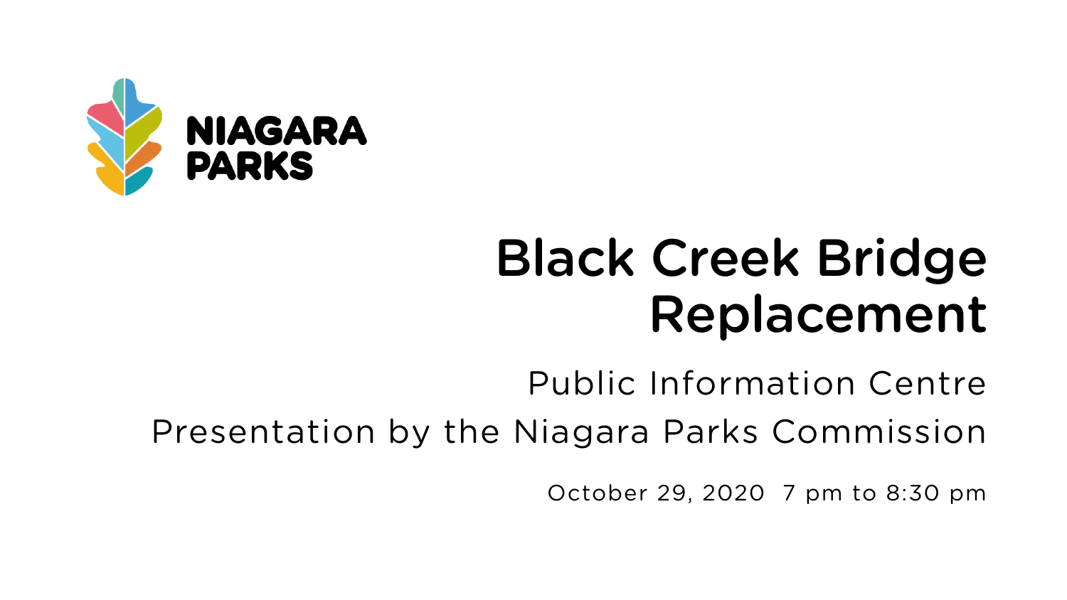NIAGARA PARKS

# Black Creek Bridge Replacement

## Public Information Centre

## Presentation by the Niagara Parks Commission

October 29, 2020 7 pm to 8:30 pm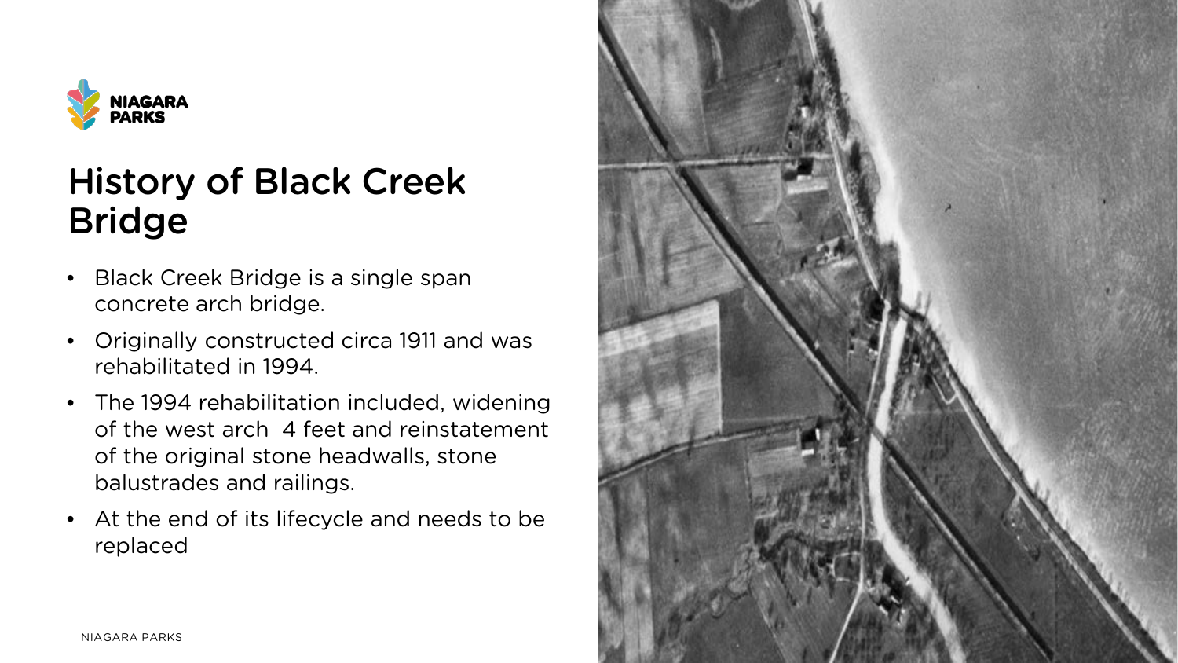# History of Black Creek Bridge

- Black Creek Bridge is a single span concrete arch bridge.
- Originally constructed circa 1911 and was rehabilitated in 1994.
- The 1994 rehabilitation included, widening of the west arch 4 feet and reinstatement of the original stone headwalls, stone balustrades and railings.
- At the end of its lifecycle and needs to be replaced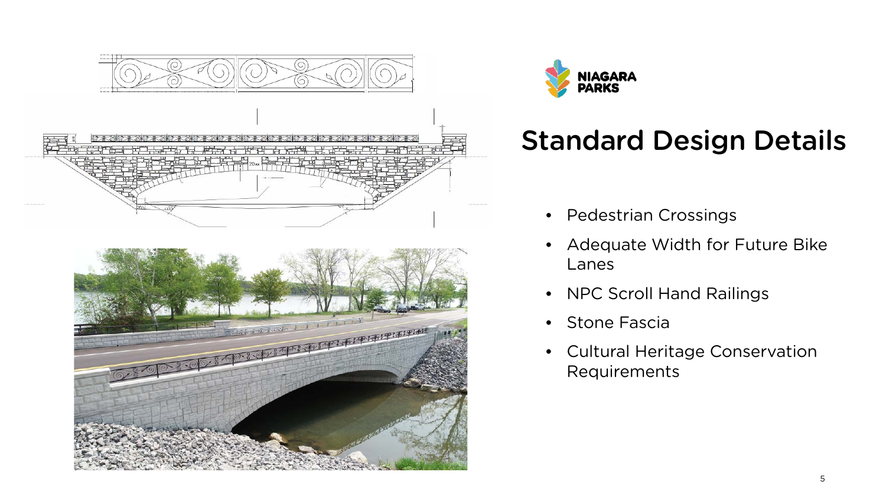NIAGARA PARKS

# Standard Design Details

- Pedestrian Crossings
- Adequate Width for Future Bike Lanes
- NPC Scroll Hand Railings
- Stone Fascia
- Cultural Heritage Conservation Requirements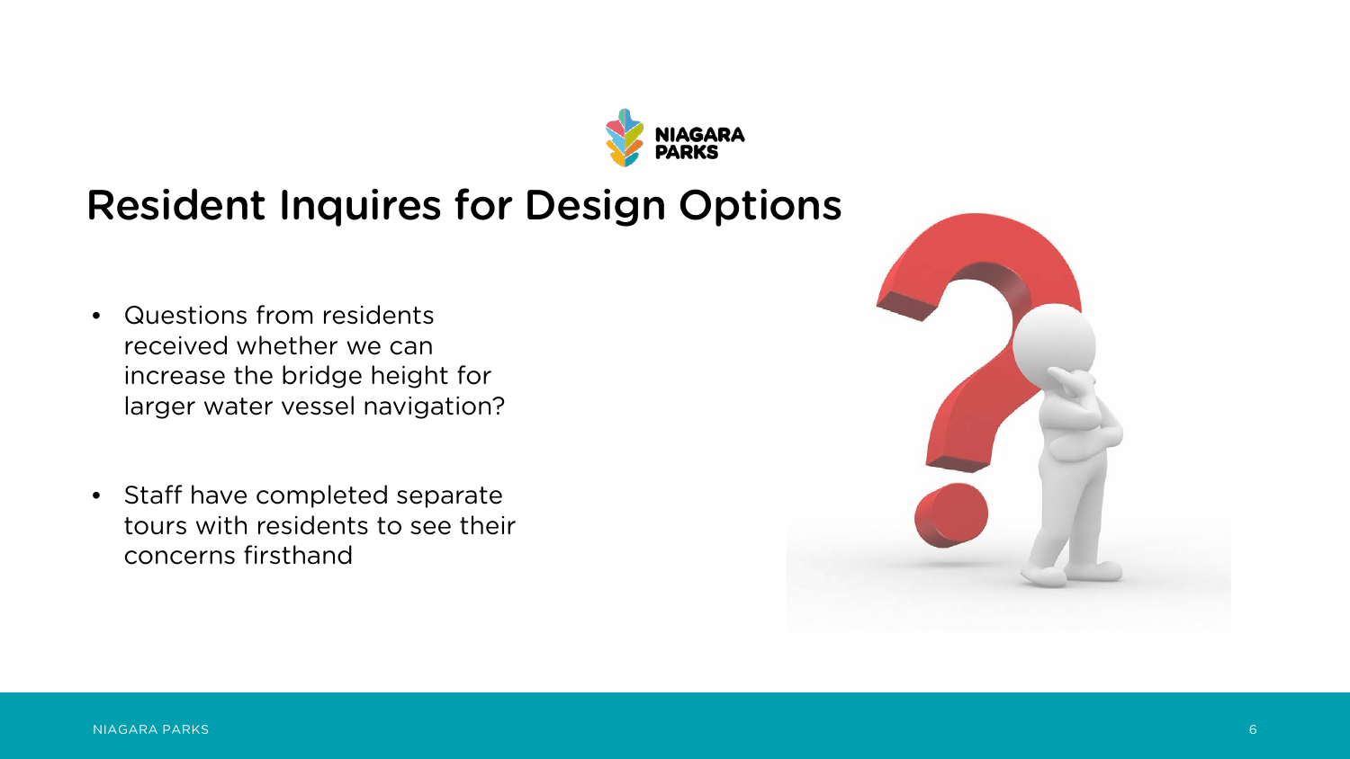# Resident Inquires for Design Options

- Questions from residents received whether we can increase the bridge height for larger water vessel navigation?
- Staff have completed separate tours with residents to see their concerns firsthand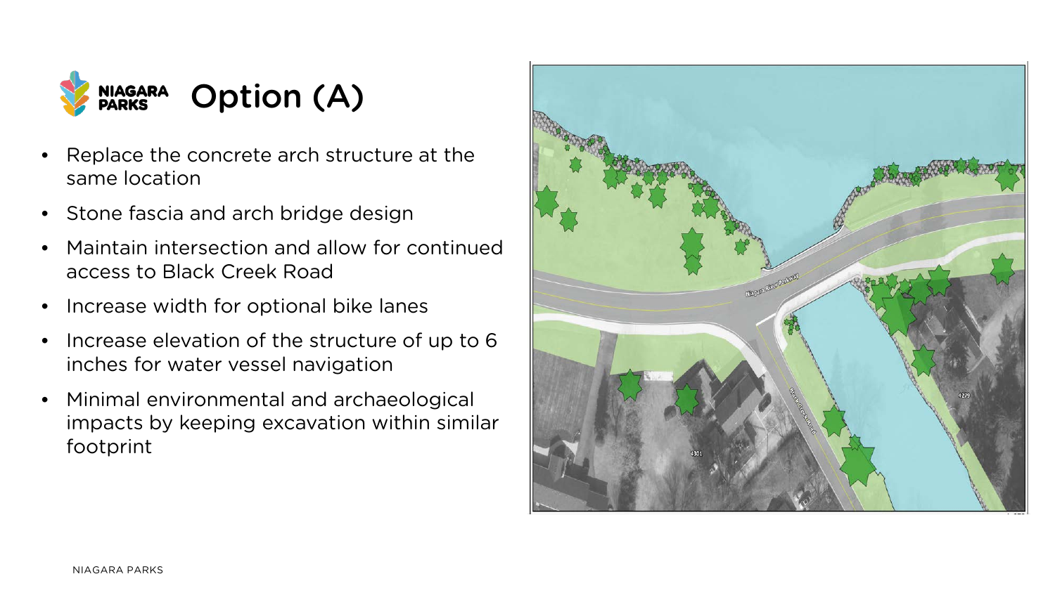# Option (A)

- Replace the concrete arch structure at the same location
- Stone fascia and arch bridge design
- Maintain intersection and allow for continued access to Black Creek Road
- Increase width for optional bike lanes
- Increase elevation of the structure of up to 6 inches for water vessel navigation
- Minimal environmental and archaeological impacts by keeping excavation within similar footprint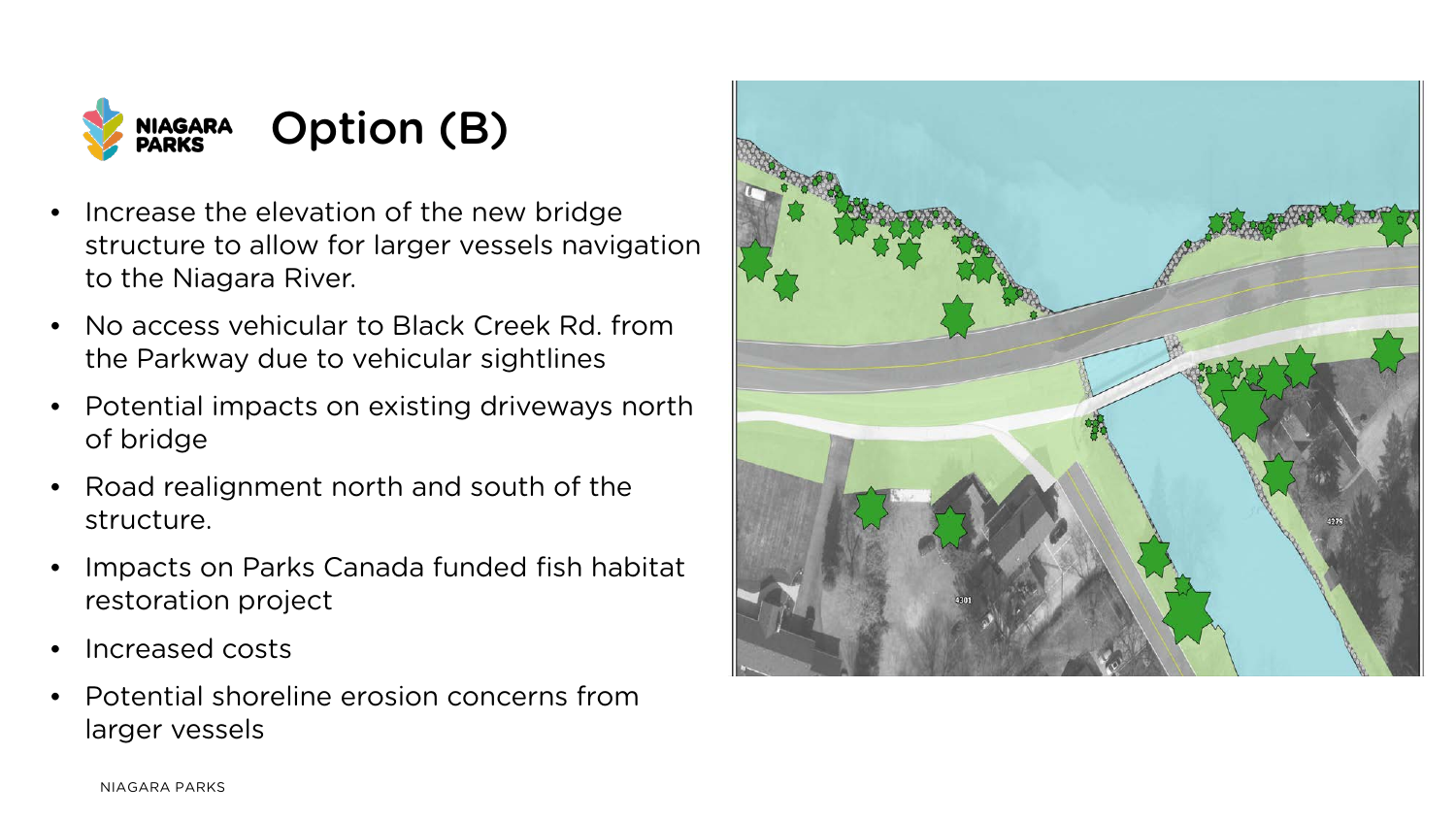# Option (B)

- Increase the elevation of the new bridge structure to allow for larger vessels navigation to the Niagara River.
- No access vehicular to Black Creek Rd. from the Parkway due to vehicular sightlines
- Potential impacts on existing driveways north of bridge
- Road realignment north and south of the structure.
- Impacts on Parks Canada funded fish habitat restoration project
- Increased costs
- Potential shoreline erosion concerns from larger vessels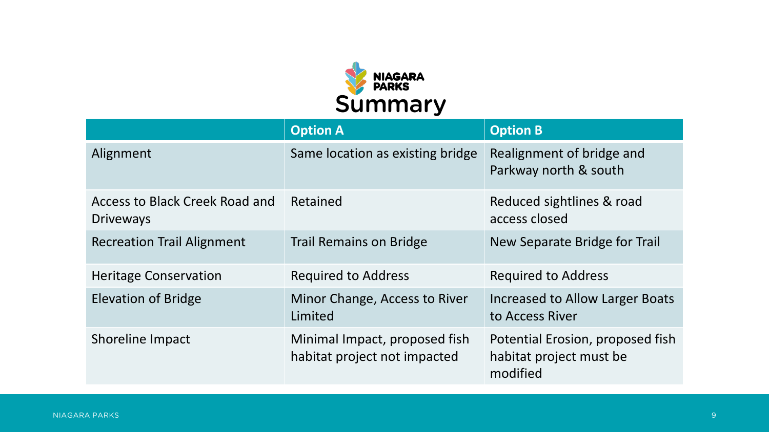# Summary

| | Option A | Option B |
|---|---|---|
| Alignment | Same location as existing bridge | Realignment of bridge and Parkway north & south |
| Access to Black Creek Road and Driveways | Retained | Reduced sightlines & road access closed |
| Recreation Trail Alignment | Trail Remains on Bridge | New Separate Bridge for Trail |
| Heritage Conservation | Required to Address | Required to Address |
| Elevation of Bridge | Minor Change, Access to River Limited | Increased to Allow Larger Boats to Access River |
| Shoreline Impact | Minimal Impact, proposed fish habitat project not impacted | Potential Erosion, proposed fish habitat project must be modified |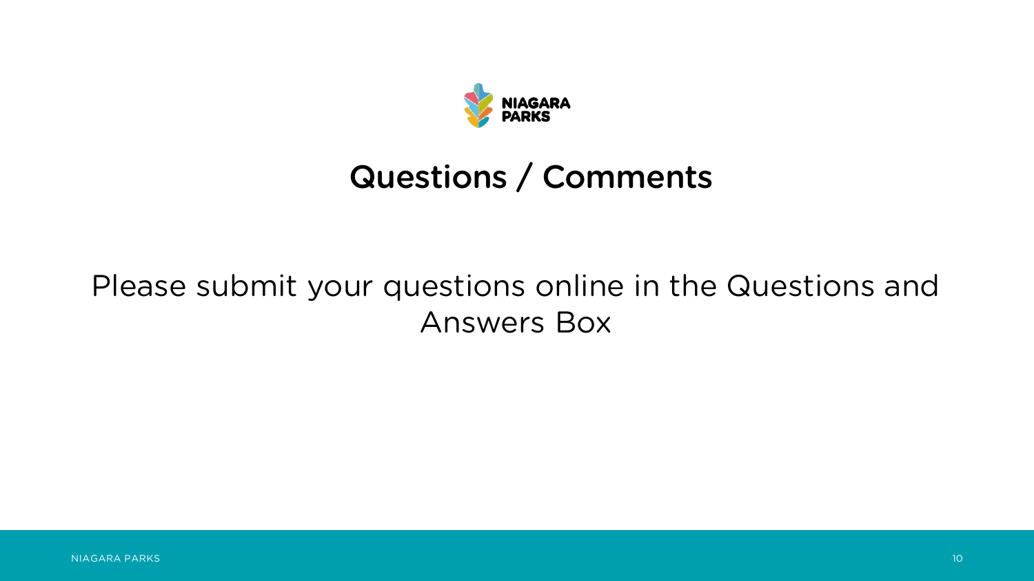# Questions / Comments

Please submit your questions online in the Questions and Answers Box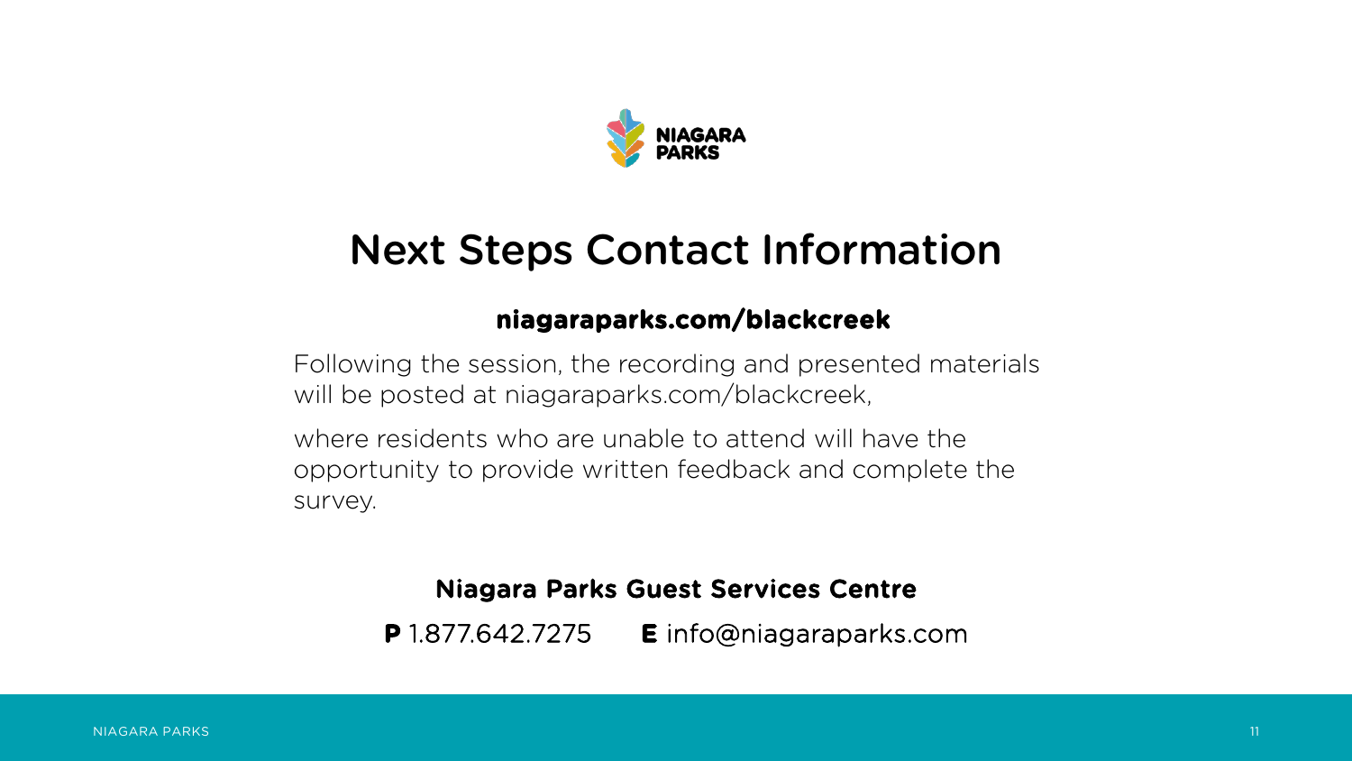# Next Steps Contact Information

**niagaraparks.com/blackcreek**

Following the session, the recording and presented materials will be posted at niagaraparks.com/blackcreek,

where residents who are unable to attend will have the opportunity to provide written feedback and complete the survey.

**Niagara Parks Guest Services Centre**

**P** 1.877.642.7275 **E** info@niagaraparks.com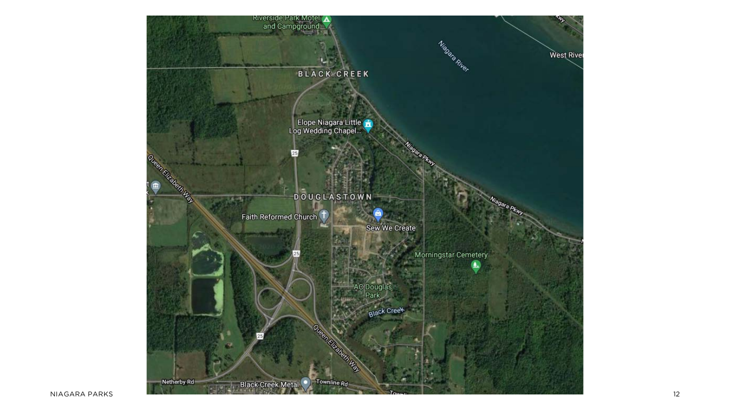Riverside Park Motel and Campground

Niagara River

West River

BLACK CREEK

Elope Niagara Little Log Wedding Chapel...

25

Niagara Pkwy

Queen Elizabeth Way

DOUGLASTOWN

Faith Reformed Church

Sew We Create

Niagara Pkwy

Morningstar Cemetery

25

AC Douglas Park

Black Creek

25

Queen Elizabeth Way

Netherby Rd

Black Creek Metal

Townline Rd